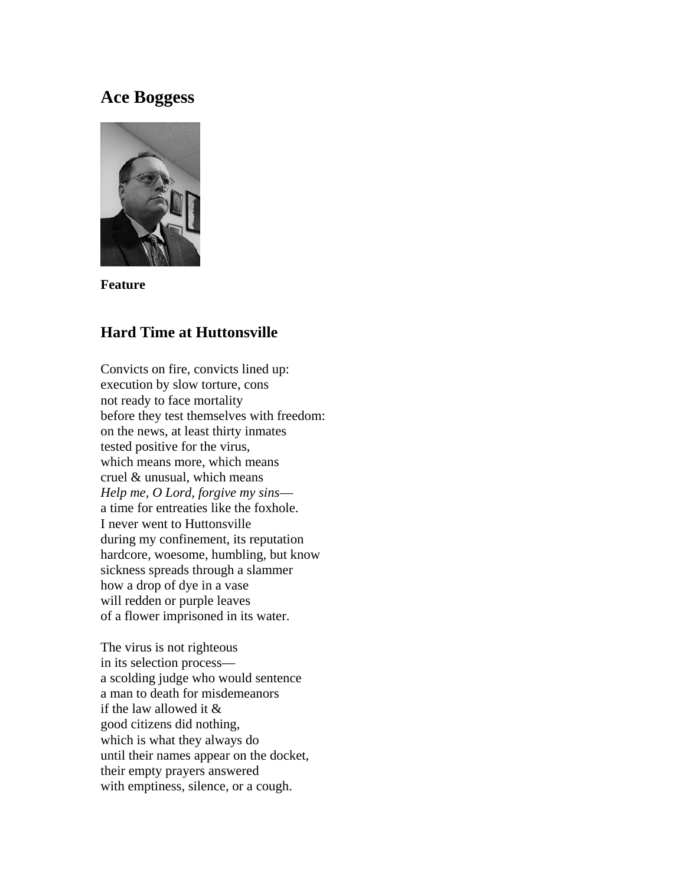## Ace Boggess

**Feature**

### Hard Time at Huttonsville

Convicts on fire, convicts lined up:  
execution by slow torture, cons  
not ready to face mortality  
before they test themselves with freedom:  
on the news, at least thirty inmates  
tested positive for the virus,  
which means more, which means  
cruel & unusual, which means  
*Help me, O Lord, forgive my sins*—  
a time for entreaties like the foxhole.  
I never went to Huttonsville  
during my confinement, its reputation  
hardcore, woesome, humbling, but know  
sickness spreads through a slammer  
how a drop of dye in a vase  
will redden or purple leaves  
of a flower imprisoned in its water.

The virus is not righteous  
in its selection process—  
a scolding judge who would sentence  
a man to death for misdemeanors  
if the law allowed it &  
good citizens did nothing,  
which is what they always do  
until their names appear on the docket,  
their empty prayers answered  
with emptiness, silence, or a cough.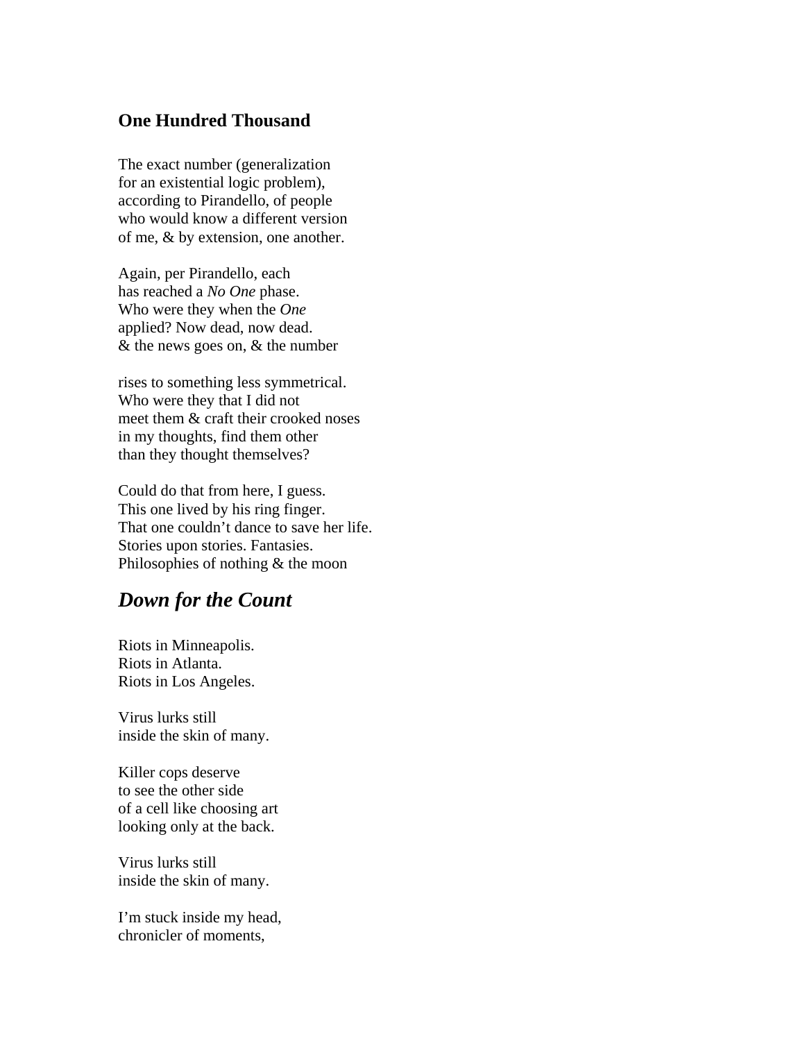## One Hundred Thousand

The exact number (generalization
for an existential logic problem),
according to Pirandello, of people
who would know a different version
of me, & by extension, one another.

Again, per Pirandello, each
has reached a *No One* phase.
Who were they when the *One*
applied? Now dead, now dead.
& the news goes on, & the number

rises to something less symmetrical.
Who were they that I did not
meet them & craft their crooked noses
in my thoughts, find them other
than they thought themselves?

Could do that from here, I guess.
This one lived by his ring finger.
That one couldn't dance to save her life.
Stories upon stories. Fantasies.
Philosophies of nothing & the moon

## *Down for the Count*

Riots in Minneapolis.
Riots in Atlanta.
Riots in Los Angeles.

Virus lurks still
inside the skin of many.

Killer cops deserve
to see the other side
of a cell like choosing art
looking only at the back.

Virus lurks still
inside the skin of many.

I'm stuck inside my head,
chronicler of moments,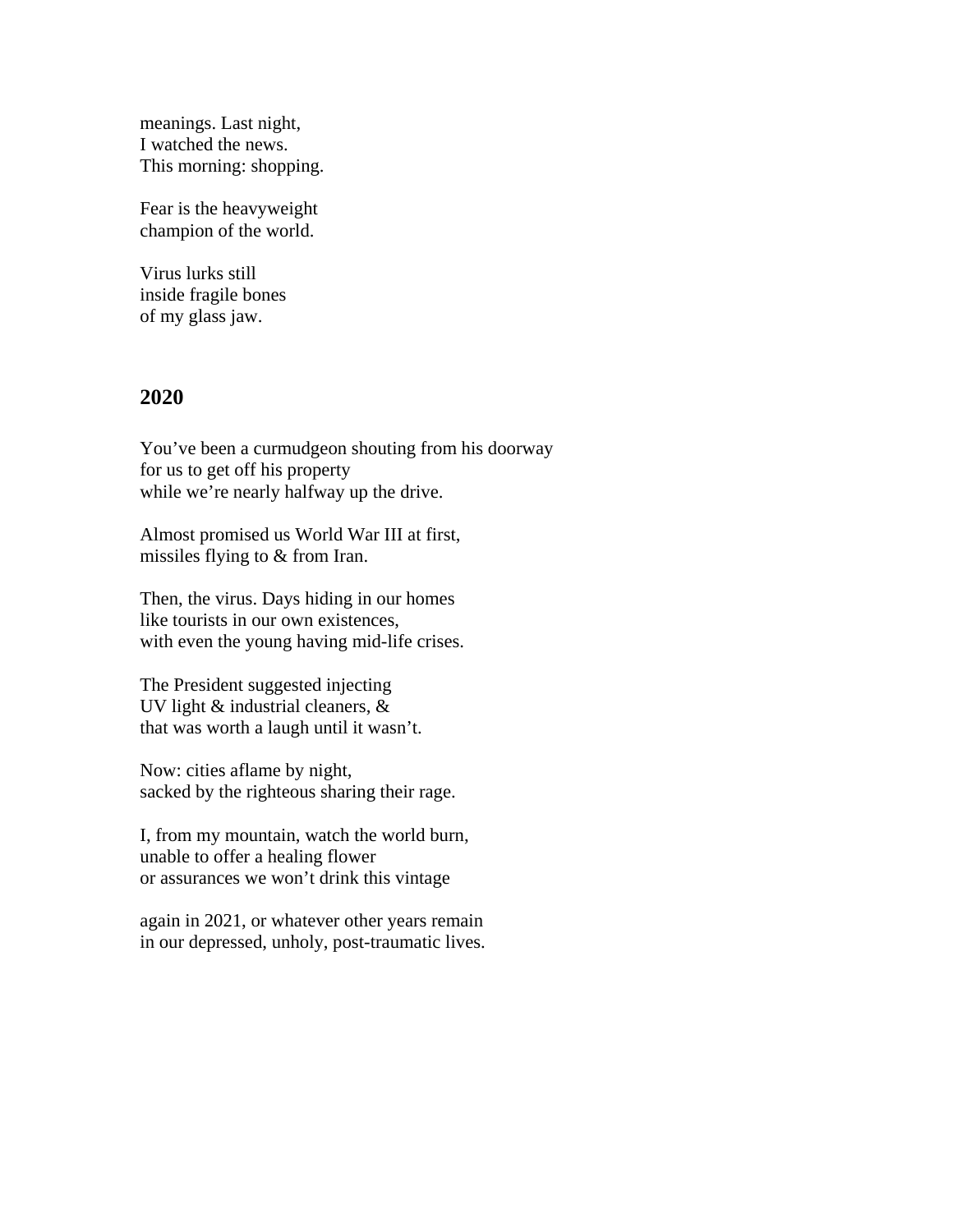meanings. Last night,
I watched the news.
This morning: shopping.

Fear is the heavyweight
champion of the world.

Virus lurks still
inside fragile bones
of my glass jaw.

## 2020

You've been a curmudgeon shouting from his doorway
for us to get off his property
while we're nearly halfway up the drive.

Almost promised us World War III at first,
missiles flying to & from Iran.

Then, the virus. Days hiding in our homes
like tourists in our own existences,
with even the young having mid-life crises.

The President suggested injecting
UV light & industrial cleaners, &
that was worth a laugh until it wasn't.

Now: cities aflame by night,
sacked by the righteous sharing their rage.

I, from my mountain, watch the world burn,
unable to offer a healing flower
or assurances we won't drink this vintage

again in 2021, or whatever other years remain
in our depressed, unholy, post-traumatic lives.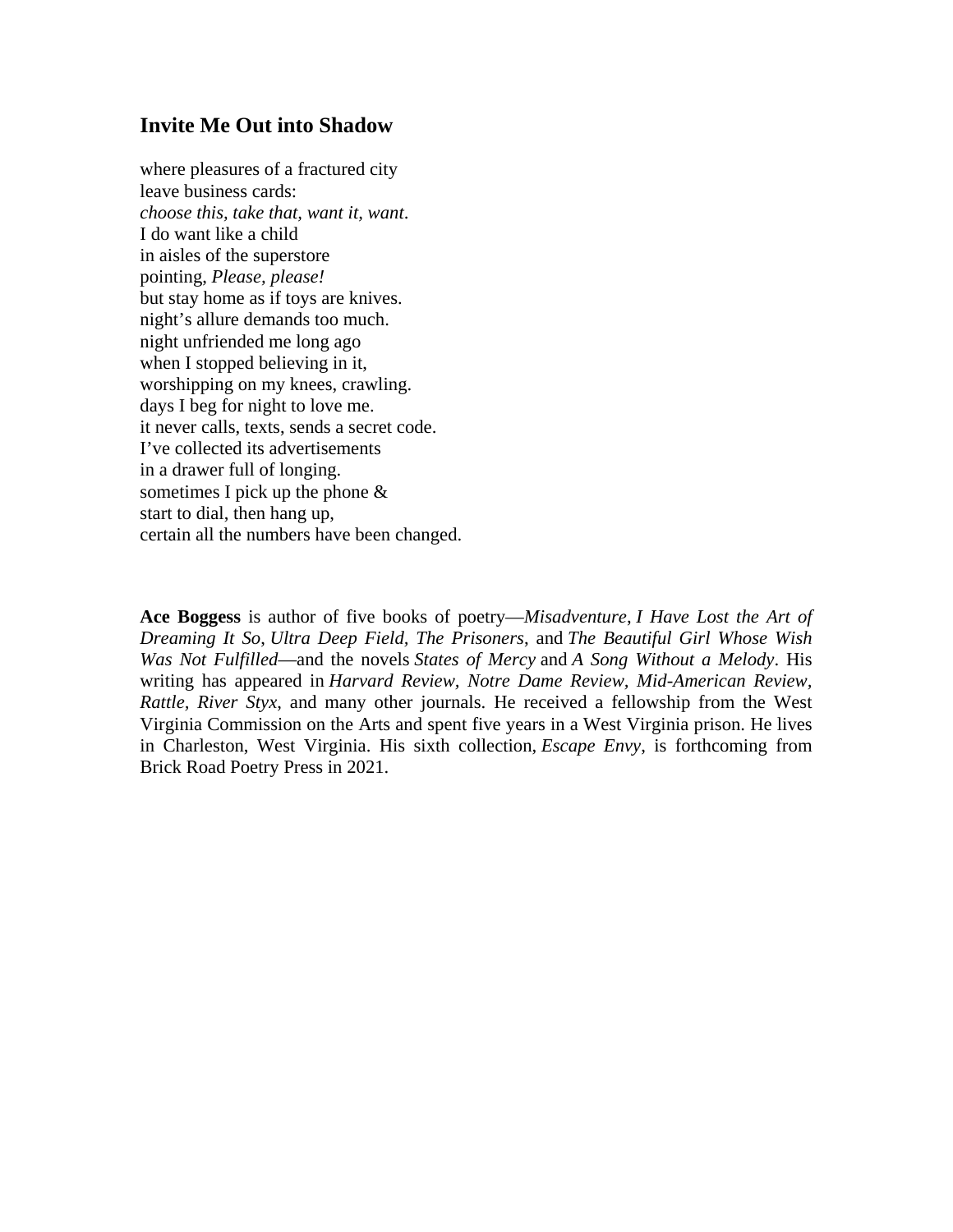## Invite Me Out into Shadow

where pleasures of a fractured city  
leave business cards:  
*choose this, take that, want it, want*.  
I do want like a child  
in aisles of the superstore  
pointing, *Please, please!*  
but stay home as if toys are knives.  
night's allure demands too much.  
night unfriended me long ago  
when I stopped believing in it,  
worshipping on my knees, crawling.  
days I beg for night to love me.  
it never calls, texts, sends a secret code.  
I've collected its advertisements  
in a drawer full of longing.  
sometimes I pick up the phone &  
start to dial, then hang up,  
certain all the numbers have been changed.

**Ace Boggess** is author of five books of poetry—*Misadventure*, *I Have Lost the Art of Dreaming It So*, *Ultra Deep Field*, *The Prisoners*, and *The Beautiful Girl Whose Wish Was Not Fulfilled*—and the novels *States of Mercy* and *A Song Without a Melody*. His writing has appeared in *Harvard Review*, *Notre Dame Review*, *Mid-American Review*, *Rattle*, *River Styx*, and many other journals. He received a fellowship from the West Virginia Commission on the Arts and spent five years in a West Virginia prison. He lives in Charleston, West Virginia. His sixth collection, *Escape Envy*, is forthcoming from Brick Road Poetry Press in 2021.